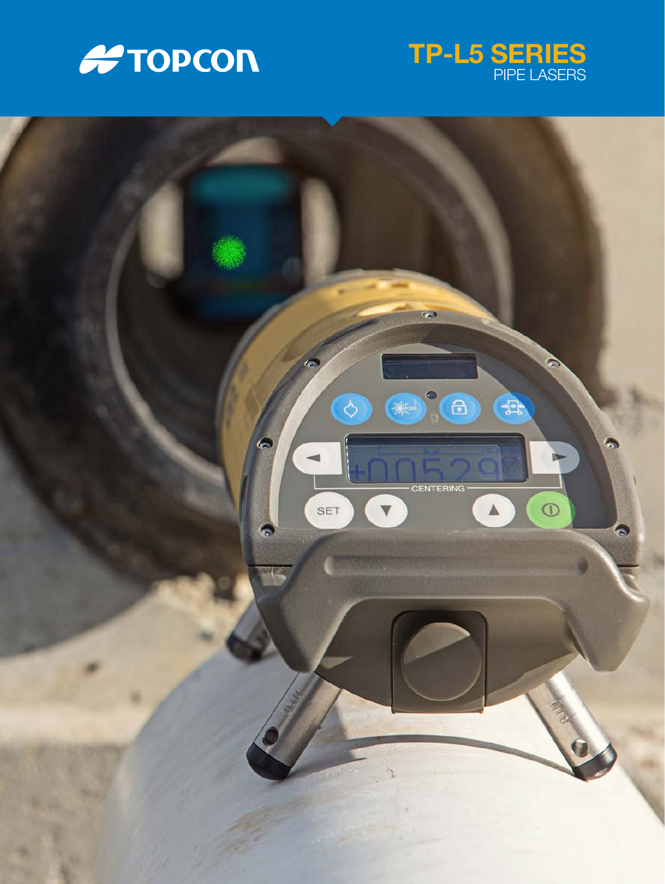TOPCON

# TP-L5 SERIES

PIPE LASERS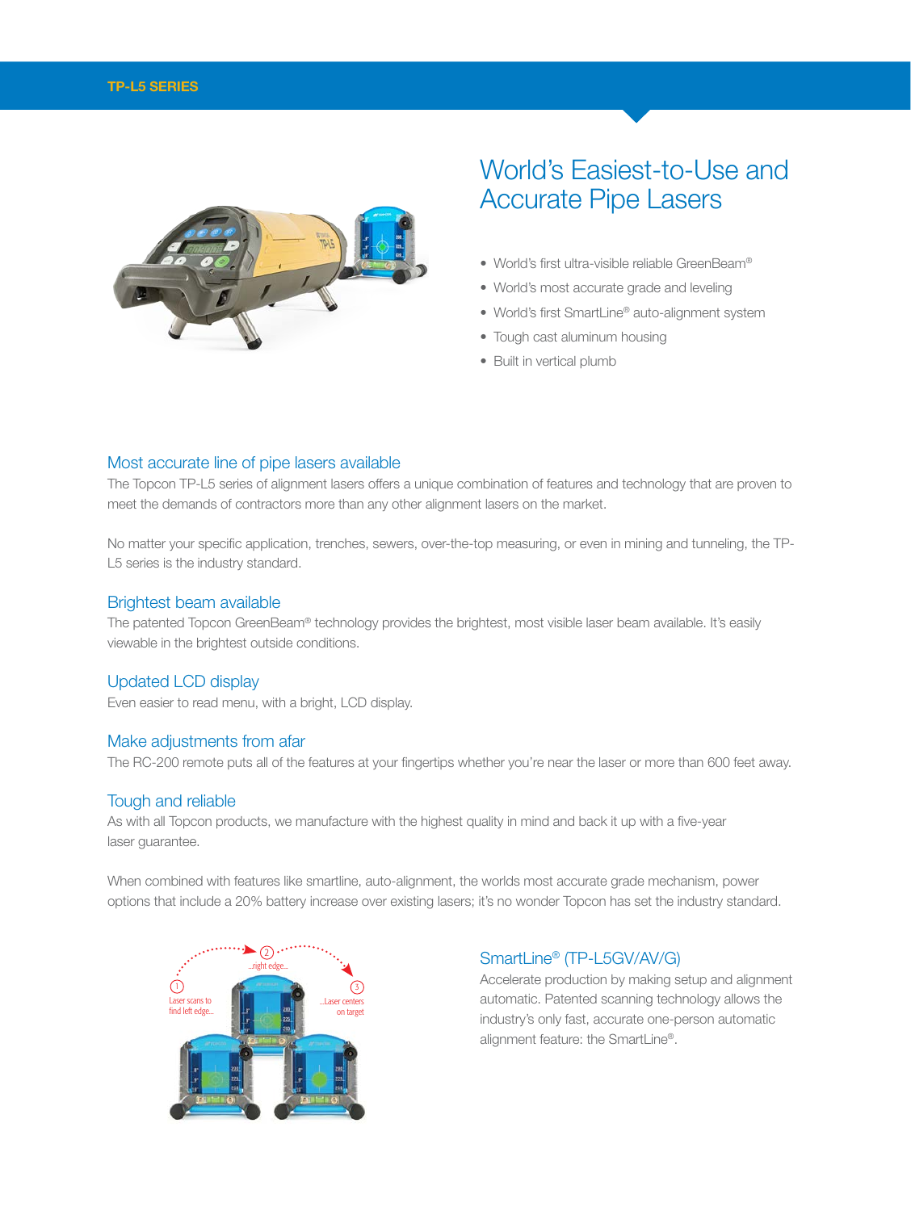TP-L5 SERIES

# World's Easiest-to-Use and Accurate Pipe Lasers

- World's first ultra-visible reliable GreenBeam®
- World's most accurate grade and leveling
- World's first SmartLine® auto-alignment system
- Tough cast aluminum housing
- Built in vertical plumb

## Most accurate line of pipe lasers available

The Topcon TP-L5 series of alignment lasers offers a unique combination of features and technology that are proven to meet the demands of contractors more than any other alignment lasers on the market.

No matter your specific application, trenches, sewers, over-the-top measuring, or even in mining and tunneling, the TP-L5 series is the industry standard.

## Brightest beam available

The patented Topcon GreenBeam® technology provides the brightest, most visible laser beam available. It's easily viewable in the brightest outside conditions.

## Updated LCD display

Even easier to read menu, with a bright, LCD display.

## Make adjustments from afar

The RC-200 remote puts all of the features at your fingertips whether you're near the laser or more than 600 feet away.

## Tough and reliable

As with all Topcon products, we manufacture with the highest quality in mind and back it up with a five-year laser guarantee.

When combined with features like smartline, auto-alignment, the worlds most accurate grade mechanism, power options that include a 20% battery increase over existing lasers; it's no wonder Topcon has set the industry standard.

1 Laser scans to find left edge...

2 ...right edge...

3 ...Laser centers on target

## SmartLine® (TP-L5GV/AV/G)

Accelerate production by making setup and alignment automatic. Patented scanning technology allows the industry's only fast, accurate one-person automatic alignment feature: the SmartLine®.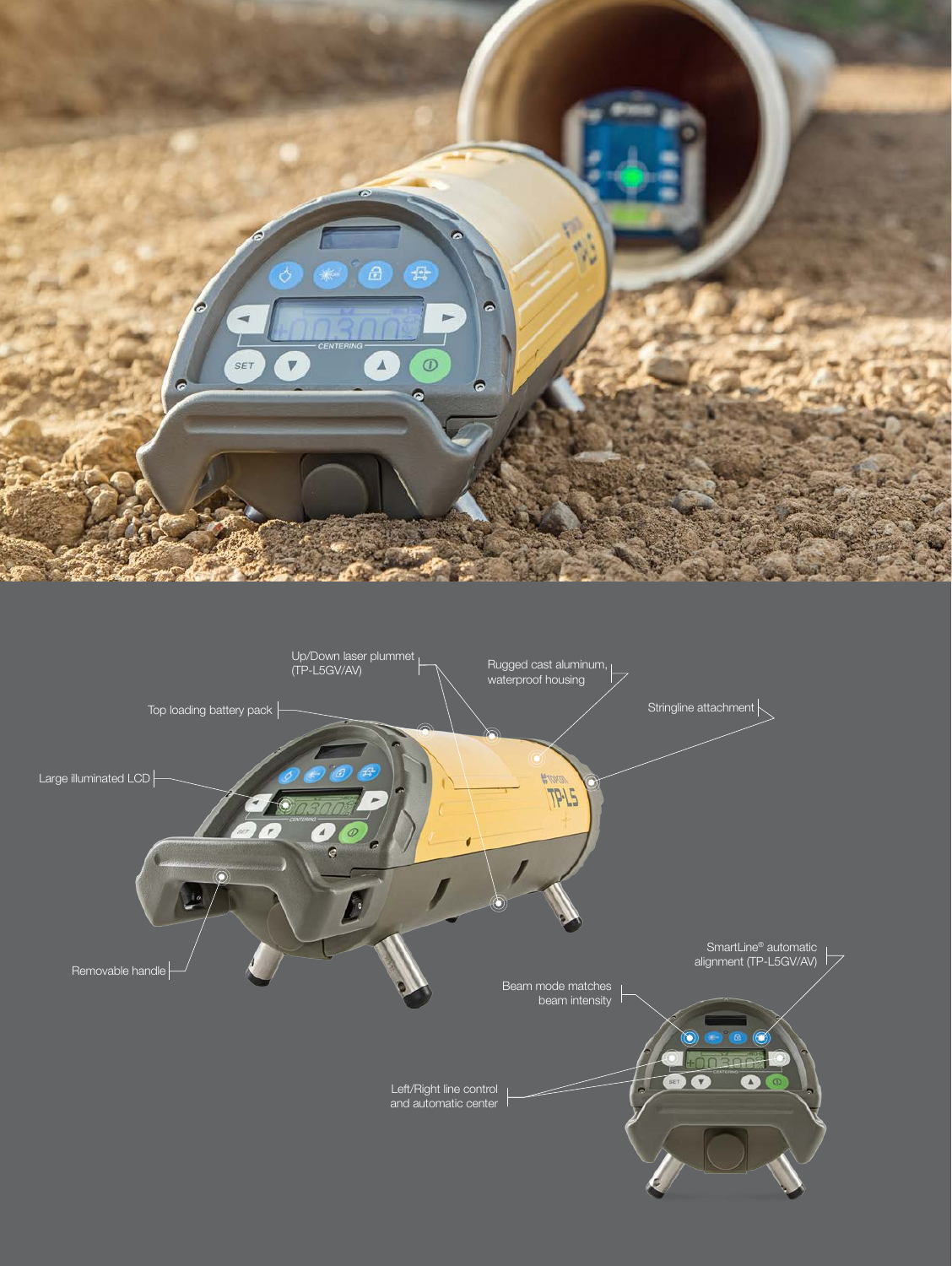Up/Down laser plummet (TP-L5GV/AV)

Rugged cast aluminum, waterproof housing

Top loading battery pack

Stringline attachment

Large illuminated LCD

Removable handle

SmartLine® automatic alignment (TP-L5GV/AV)

Beam mode matches beam intensity

Left/Right line control and automatic center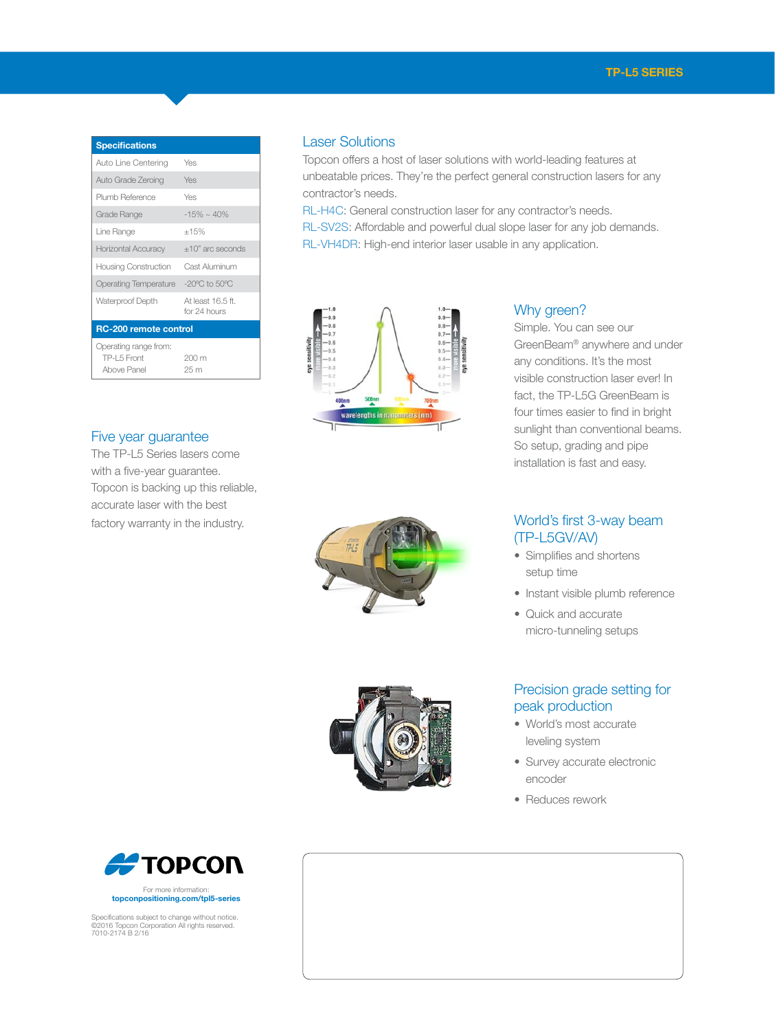## Specifications

| Specifications | |
|---|---|
| Auto Line Centering | Yes |
| Auto Grade Zeroing | Yes |
| Plumb Reference | Yes |
| Grade Range | -15% ~ 40% |
| Line Range | ±15% |
| Horizontal Accuracy | ±10" arc seconds |
| Housing Construction | Cast Aluminum |
| Operating Temperature | -20ºC to 50ºC |
| Waterproof Depth | At least 16.5 ft. for 24 hours |
| **RC-200 remote control** | |
| Operating range from: | |
| TP-L5 Front | 200 m |
| Above Panel | 25 m |

## Five year guarantee

The TP-L5 Series lasers come with a five-year guarantee. Topcon is backing up this reliable, accurate laser with the best factory warranty in the industry.

## Laser Solutions

Topcon offers a host of laser solutions with world-leading features at unbeatable prices. They're the perfect general construction lasers for any contractor's needs.

RL-H4C: General construction laser for any contractor's needs.
RL-SV2S: Affordable and powerful dual slope laser for any job demands.
RL-VH4DR: High-end interior laser usable in any application.

eye sensitivity
more visible
1.0
0.9
0.8
0.7
0.6
0.5
0.4
0.3
0.2
0.1
400nm
500nm
600nm
700nm
wavelengths in nanometers (nm)

## Why green?

Simple. You can see our GreenBeam® anywhere and under any conditions. It's the most visible construction laser ever! In fact, the TP-L5G GreenBeam is four times easier to find in bright sunlight than conventional beams. So setup, grading and pipe installation is fast and easy.

## World's first 3-way beam (TP-L5GV/AV)

- Simplifies and shortens setup time
- Instant visible plumb reference
- Quick and accurate micro-tunneling setups

## Precision grade setting for peak production

- World's most accurate leveling system
- Survey accurate electronic encoder
- Reduces rework

TOPCON

For more information:
**topconpositioning.com/tpl5-series**

Specifications subject to change without notice.
©2016 Topcon Corporation All rights reserved.
7010-2174 B 2/16